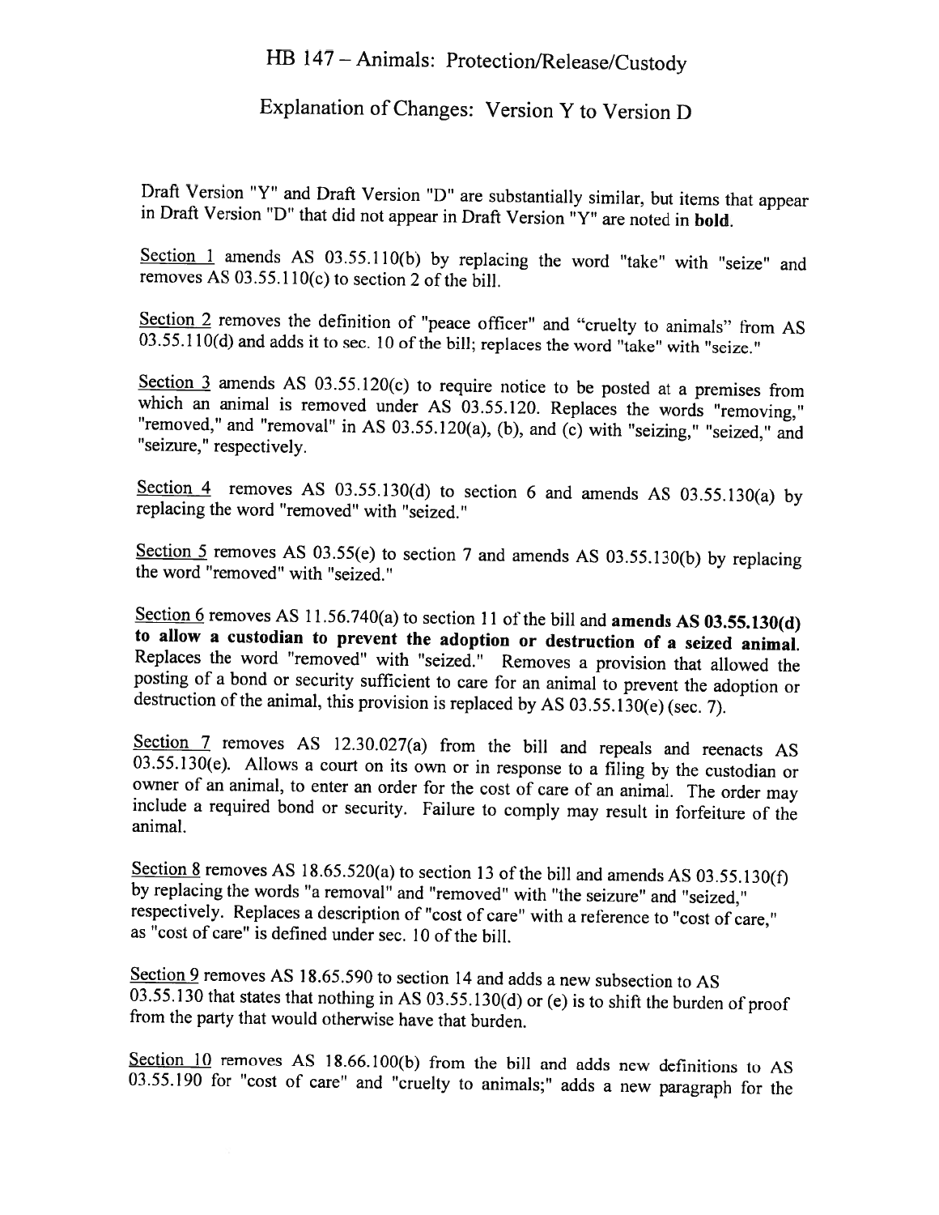# HB 147 – Animals: Protection/Release/Custody

## Explanation of Changes: Version Y to Version D

Draft Version "Y" and Draft Version "D" are substantially similar, but items that appear in Draft Version "D" that did not appear in Draft Version "Y" are noted in **bold**.

Section 1 amends AS 03.55.110(b) by replacing the word "take" with "seize" and removes AS 03.55.110(c) to section 2 of the bill.

Section 2 removes the definition of "peace officer" and "cruelty to animals" from AS 03.55.110(d) and adds it to sec. 10 of the bill; replaces the word "take" with "seize."

Section 3 amends AS 03.55.120(c) to require notice to be posted at a premises from which an animal is removed under AS 03.55.120. Replaces the words "removing," "removed," and "removal" in AS 03.55.120(a), (b), and (c) with "seizing," "seized," and "seizure," respectively.

Section 4 removes AS 03.55.130(d) to section 6 and amends AS 03.55.130(a) by replacing the word "removed" with "seized."

Section 5 removes AS 03.55(e) to section 7 and amends AS 03.55.130(b) by replacing the word "removed" with "seized."

Section 6 removes AS 11.56.740(a) to section 11 of the bill and **amends AS 03.55.130(d) to allow a custodian to prevent the adoption or destruction of a seized animal.** Replaces the word "removed" with "seized." Removes a provision that allowed the posting of a bond or security sufficient to care for an animal to prevent the adoption or destruction of the animal, this provision is replaced by AS 03.55.130(e) (sec. 7).

Section 7 removes AS 12.30.027(a) from the bill and repeals and reenacts AS 03.55.130(e). Allows a court on its own or in response to a filing by the custodian or owner of an animal, to enter an order for the cost of care of an animal. The order may include a required bond or security. Failure to comply may result in forfeiture of the animal.

Section 8 removes AS 18.65.520(a) to section 13 of the bill and amends AS 03.55.130(f) by replacing the words "a removal" and "removed" with "the seizure" and "seized," respectively. Replaces a description of "cost of care" with a reference to "cost of care," as "cost of care" is defined under sec. 10 of the bill.

Section 9 removes AS 18.65.590 to section 14 and adds a new subsection to AS 03.55.130 that states that nothing in AS 03.55.130(d) or (e) is to shift the burden of proof from the party that would otherwise have that burden.

Section 10 removes AS 18.66.100(b) from the bill and adds new definitions to AS 03.55.190 for "cost of care" and "cruelty to animals;" adds a new paragraph for the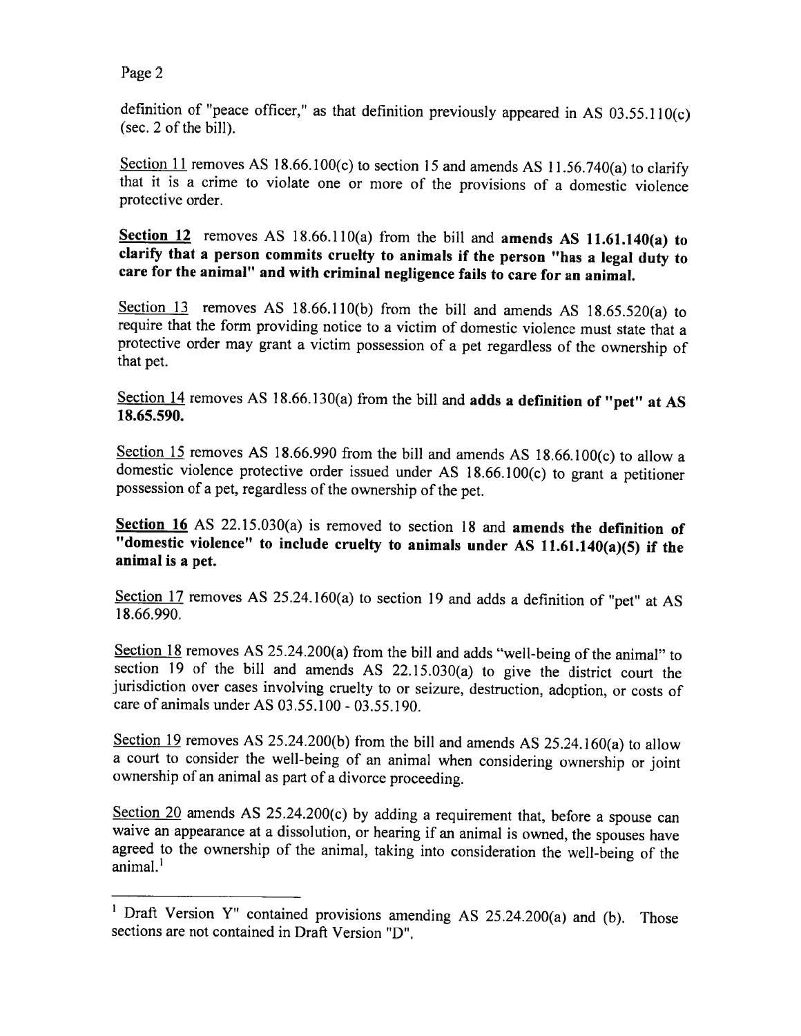definition of "peace officer," as that definition previously appeared in AS 03.55.110(c) (sec. 2 of the bill).

Section 11 removes AS 18.66.100(c) to section 15 and amends AS 11.56.740(a) to clarify that it is a crime to violate one or more of the provisions of a domestic violence protective order.

**Section 12** removes AS 18.66.110(a) from the bill and **amends AS 11.61.140(a) to clarify that a person commits cruelty to animals if the person "has a legal duty to care for the animal" and with criminal negligence fails to care for an animal.**

Section 13 removes AS 18.66.110(b) from the bill and amends AS 18.65.520(a) to require that the form providing notice to a victim of domestic violence must state that a protective order may grant a victim possession of a pet regardless of the ownership of that pet.

Section 14 removes AS 18.66.130(a) from the bill and **adds a definition of "pet" at AS 18.65.590.**

Section 15 removes AS 18.66.990 from the bill and amends AS 18.66.100(c) to allow a domestic violence protective order issued under AS 18.66.100(c) to grant a petitioner possession of a pet, regardless of the ownership of the pet.

**Section 16** AS 22.15.030(a) is removed to section 18 and **amends the definition of "domestic violence" to include cruelty to animals under AS 11.61.140(a)(5) if the animal is a pet.**

Section 17 removes AS 25.24.160(a) to section 19 and adds a definition of "pet" at AS 18.66.990.

Section 18 removes AS 25.24.200(a) from the bill and adds "well-being of the animal" to section 19 of the bill and amends AS 22.15.030(a) to give the district court the jurisdiction over cases involving cruelty to or seizure, destruction, adoption, or costs of care of animals under AS 03.55.100 - 03.55.190.

Section 19 removes AS 25.24.200(b) from the bill and amends AS 25.24.160(a) to allow a court to consider the well-being of an animal when considering ownership or joint ownership of an animal as part of a divorce proceeding.

Section 20 amends AS 25.24.200(c) by adding a requirement that, before a spouse can waive an appearance at a dissolution, or hearing if an animal is owned, the spouses have agreed to the ownership of the animal, taking into consideration the well-being of the animal.[1]

---

[1] Draft Version Y" contained provisions amending AS 25.24.200(a) and (b). Those sections are not contained in Draft Version "D".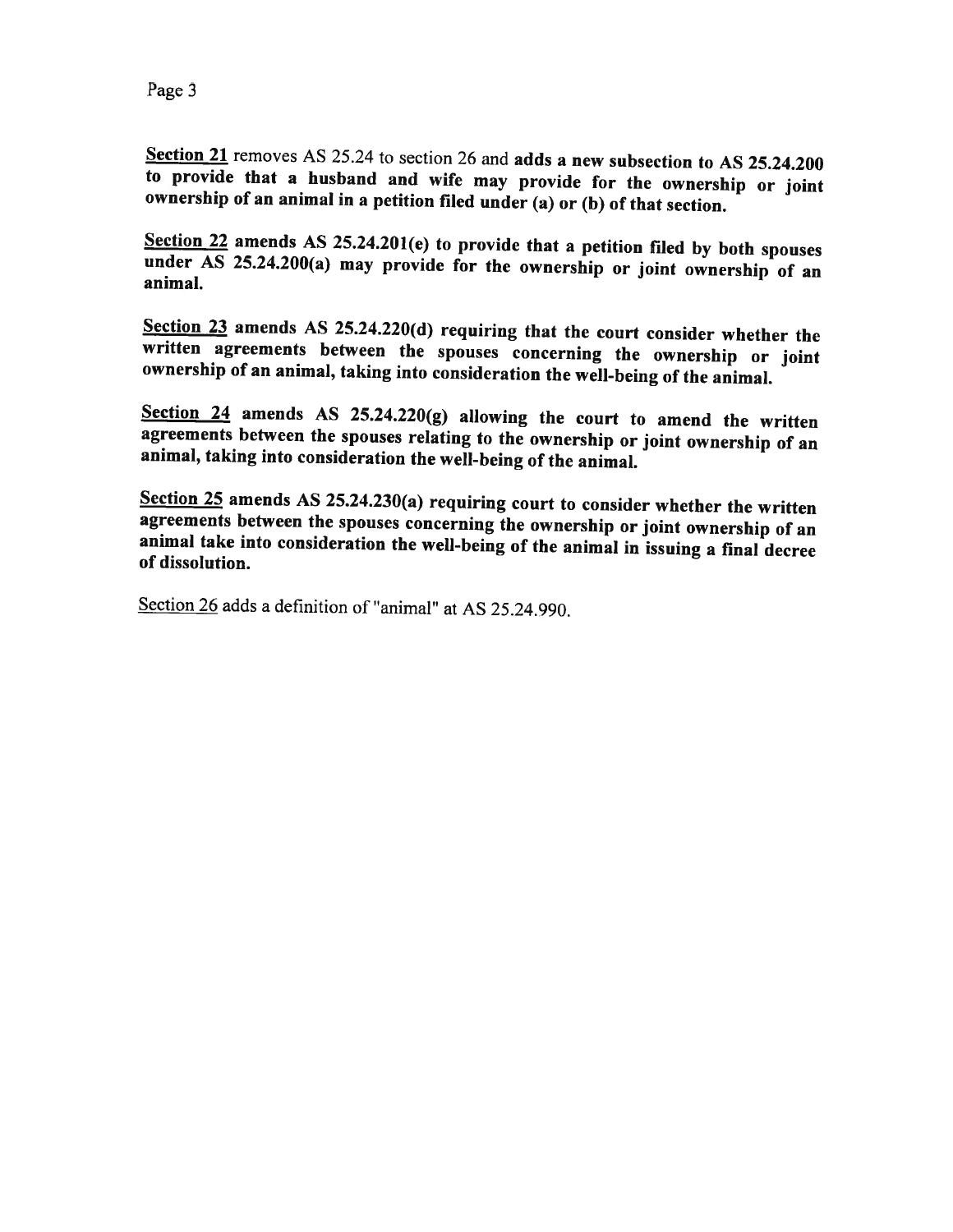**Section 21** removes AS 25.24 to section 26 and **adds a new subsection to AS 25.24.200 to provide that a husband and wife may provide for the ownership or joint ownership of an animal in a petition filed under (a) or (b) of that section.**

**Section 22 amends AS 25.24.201(e) to provide that a petition filed by both spouses under AS 25.24.200(a) may provide for the ownership or joint ownership of an animal.**

**Section 23 amends AS 25.24.220(d) requiring that the court consider whether the written agreements between the spouses concerning the ownership or joint ownership of an animal, taking into consideration the well-being of the animal.**

**Section 24 amends AS 25.24.220(g) allowing the court to amend the written agreements between the spouses relating to the ownership or joint ownership of an animal, taking into consideration the well-being of the animal.**

**Section 25 amends AS 25.24.230(a) requiring court to consider whether the written agreements between the spouses concerning the ownership or joint ownership of an animal take into consideration the well-being of the animal in issuing a final decree of dissolution.**

Section 26 adds a definition of "animal" at AS 25.24.990.